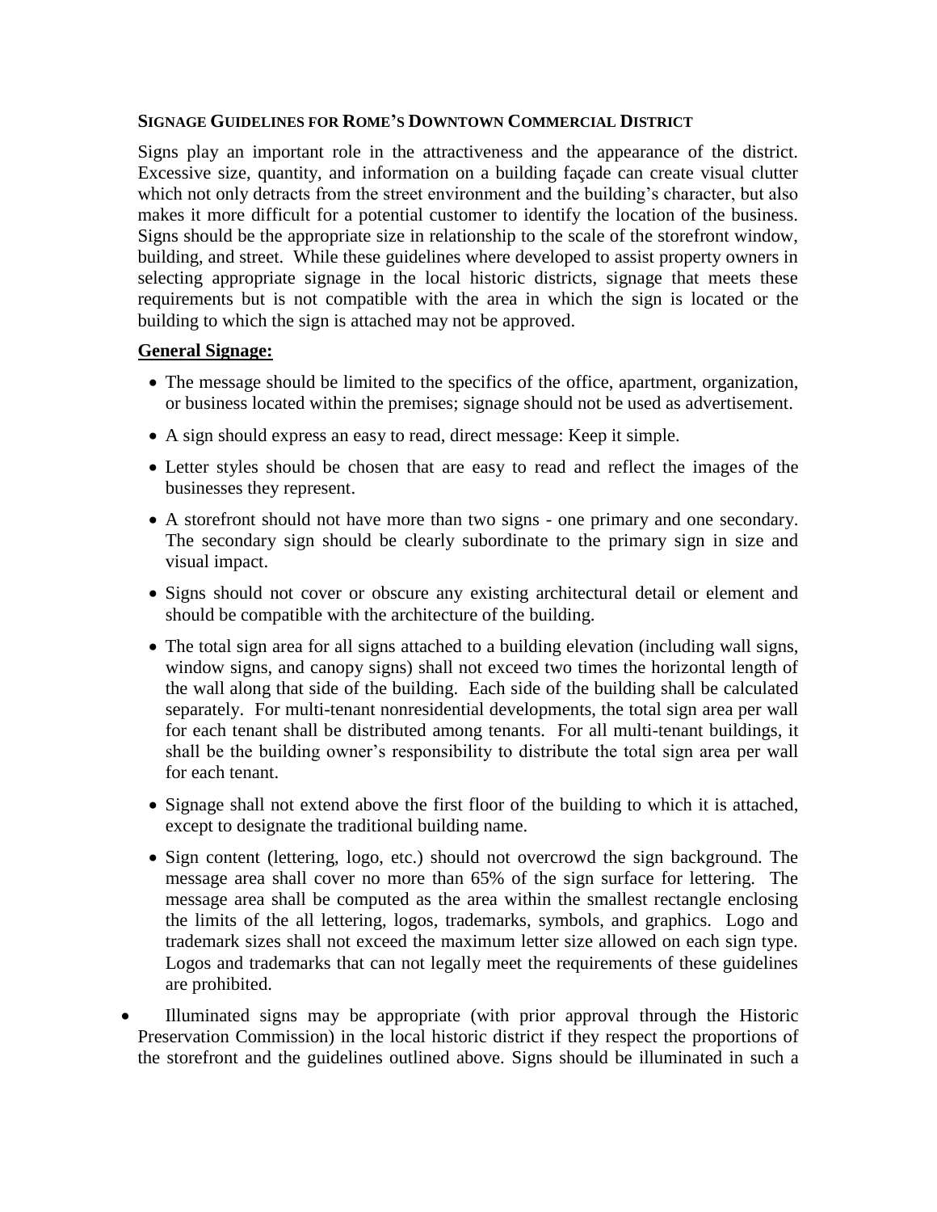**SIGNAGE GUIDELINES FOR ROME'S DOWNTOWN COMMERCIAL DISTRICT**

Signs play an important role in the attractiveness and the appearance of the district. Excessive size, quantity, and information on a building façade can create visual clutter which not only detracts from the street environment and the building's character, but also makes it more difficult for a potential customer to identify the location of the business. Signs should be the appropriate size in relationship to the scale of the storefront window, building, and street. While these guidelines where developed to assist property owners in selecting appropriate signage in the local historic districts, signage that meets these requirements but is not compatible with the area in which the sign is located or the building to which the sign is attached may not be approved.

**General Signage:**

- The message should be limited to the specifics of the office, apartment, organization, or business located within the premises; signage should not be used as advertisement.
- A sign should express an easy to read, direct message: Keep it simple.
- Letter styles should be chosen that are easy to read and reflect the images of the businesses they represent.
- A storefront should not have more than two signs - one primary and one secondary. The secondary sign should be clearly subordinate to the primary sign in size and visual impact.
- Signs should not cover or obscure any existing architectural detail or element and should be compatible with the architecture of the building.
- The total sign area for all signs attached to a building elevation (including wall signs, window signs, and canopy signs) shall not exceed two times the horizontal length of the wall along that side of the building. Each side of the building shall be calculated separately. For multi-tenant nonresidential developments, the total sign area per wall for each tenant shall be distributed among tenants. For all multi-tenant buildings, it shall be the building owner's responsibility to distribute the total sign area per wall for each tenant.
- Signage shall not extend above the first floor of the building to which it is attached, except to designate the traditional building name.
- Sign content (lettering, logo, etc.) should not overcrowd the sign background. The message area shall cover no more than 65% of the sign surface for lettering. The message area shall be computed as the area within the smallest rectangle enclosing the limits of the all lettering, logos, trademarks, symbols, and graphics. Logo and trademark sizes shall not exceed the maximum letter size allowed on each sign type. Logos and trademarks that can not legally meet the requirements of these guidelines are prohibited.
- Illuminated signs may be appropriate (with prior approval through the Historic Preservation Commission) in the local historic district if they respect the proportions of the storefront and the guidelines outlined above. Signs should be illuminated in such a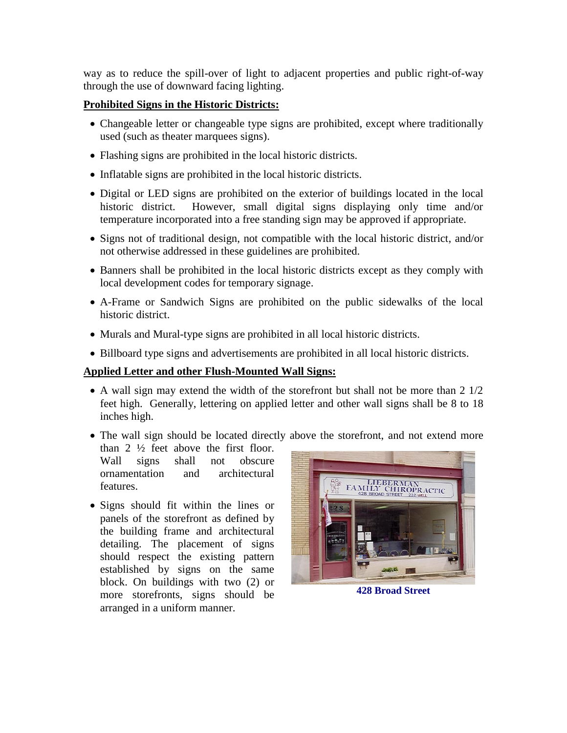way as to reduce the spill-over of light to adjacent properties and public right-of-way through the use of downward facing lighting.

**Prohibited Signs in the Historic Districts:**

- Changeable letter or changeable type signs are prohibited, except where traditionally used (such as theater marquees signs).
- Flashing signs are prohibited in the local historic districts.
- Inflatable signs are prohibited in the local historic districts.
- Digital or LED signs are prohibited on the exterior of buildings located in the local historic district. However, small digital signs displaying only time and/or temperature incorporated into a free standing sign may be approved if appropriate.
- Signs not of traditional design, not compatible with the local historic district, and/or not otherwise addressed in these guidelines are prohibited.
- Banners shall be prohibited in the local historic districts except as they comply with local development codes for temporary signage.
- A-Frame or Sandwich Signs are prohibited on the public sidewalks of the local historic district.
- Murals and Mural-type signs are prohibited in all local historic districts.
- Billboard type signs and advertisements are prohibited in all local historic districts.

**Applied Letter and other Flush-Mounted Wall Signs:**

- A wall sign may extend the width of the storefront but shall not be more than 2 1/2 feet high. Generally, lettering on applied letter and other wall signs shall be 8 to 18 inches high.
- The wall sign should be located directly above the storefront, and not extend more than 2 ½ feet above the first floor. Wall signs shall not obscure ornamentation and architectural features.
- Signs should fit within the lines or panels of the storefront as defined by the building frame and architectural detailing. The placement of signs should respect the existing pattern established by signs on the same block. On buildings with two (2) or more storefronts, signs should be arranged in a uniform manner.

**428 Broad Street**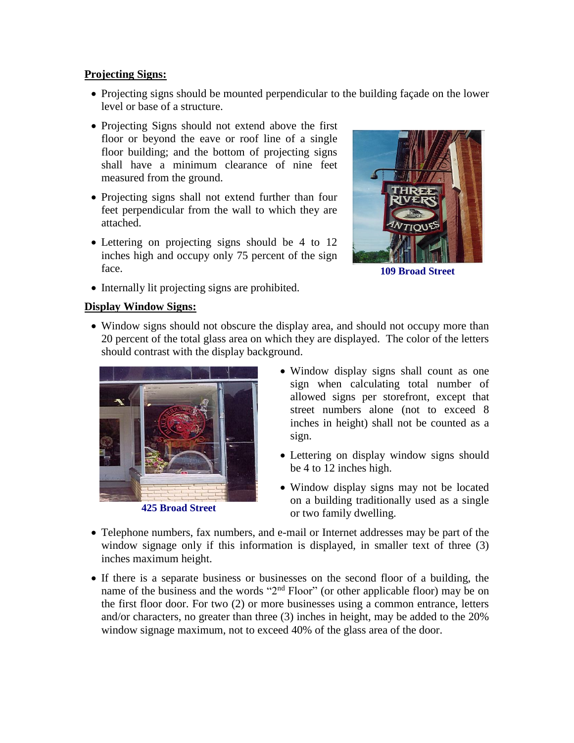**Projecting Signs:**

- Projecting signs should be mounted perpendicular to the building façade on the lower level or base of a structure.
- Projecting Signs should not extend above the first floor or beyond the eave or roof line of a single floor building; and the bottom of projecting signs shall have a minimum clearance of nine feet measured from the ground.
- Projecting signs shall not extend further than four feet perpendicular from the wall to which they are attached.
- Lettering on projecting signs should be 4 to 12 inches high and occupy only 75 percent of the sign face.
- Internally lit projecting signs are prohibited.

**109 Broad Street**

**Display Window Signs:**

- Window signs should not obscure the display area, and should not occupy more than 20 percent of the total glass area on which they are displayed. The color of the letters should contrast with the display background.
- Window display signs shall count as one sign when calculating total number of allowed signs per storefront, except that street numbers alone (not to exceed 8 inches in height) shall not be counted as a sign.
- Lettering on display window signs should be 4 to 12 inches high.
- Window display signs may not be located on a building traditionally used as a single or two family dwelling.

**425 Broad Street**

- Telephone numbers, fax numbers, and e-mail or Internet addresses may be part of the window signage only if this information is displayed, in smaller text of three (3) inches maximum height.
- If there is a separate business or businesses on the second floor of a building, the name of the business and the words "2nd Floor" (or other applicable floor) may be on the first floor door. For two (2) or more businesses using a common entrance, letters and/or characters, no greater than three (3) inches in height, may be added to the 20% window signage maximum, not to exceed 40% of the glass area of the door.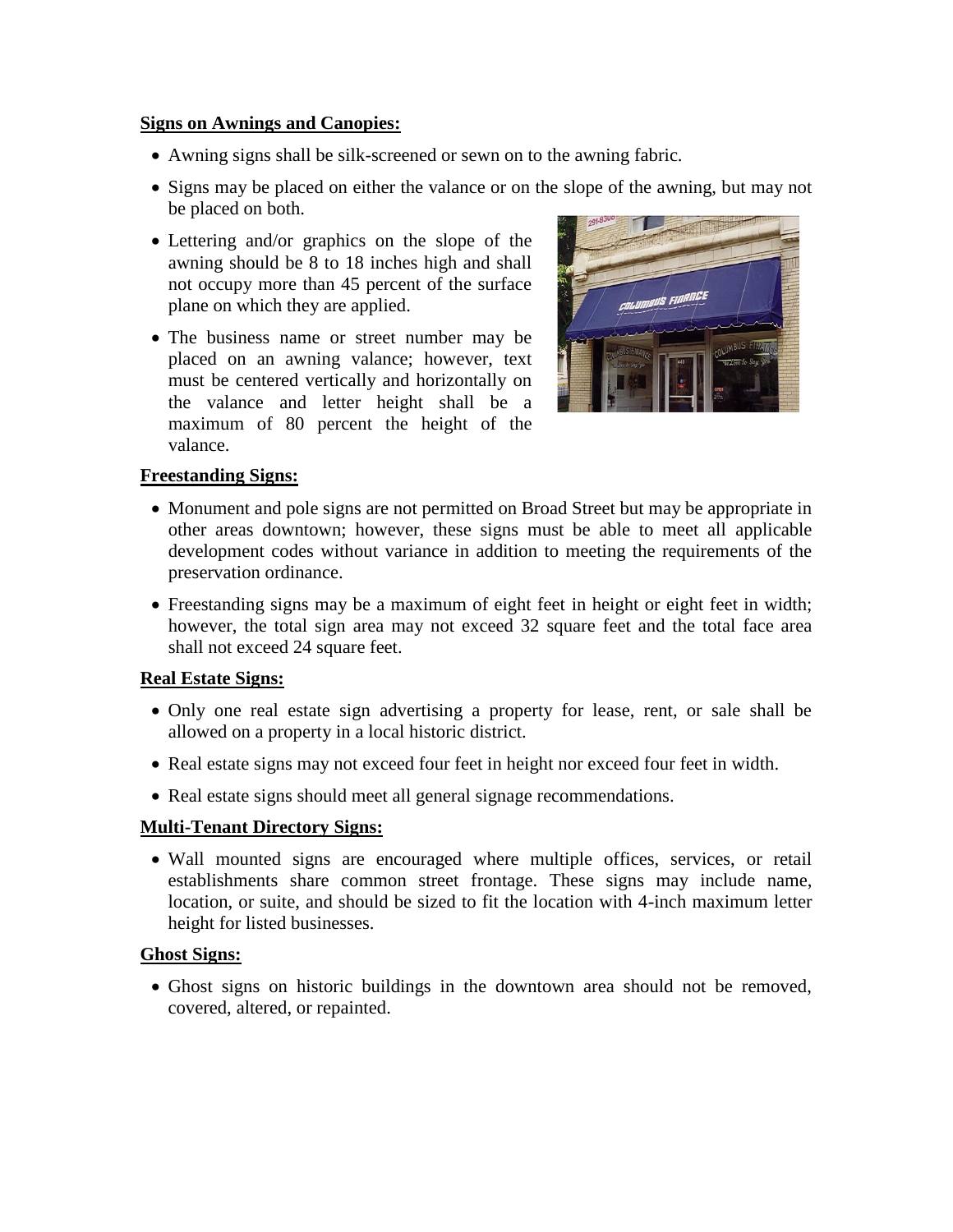**Signs on Awnings and Canopies:**

- Awning signs shall be silk-screened or sewn on to the awning fabric.
- Signs may be placed on either the valance or on the slope of the awning, but may not be placed on both.
- Lettering and/or graphics on the slope of the awning should be 8 to 18 inches high and shall not occupy more than 45 percent of the surface plane on which they are applied.
- The business name or street number may be placed on an awning valance; however, text must be centered vertically and horizontally on the valance and letter height shall be a maximum of 80 percent the height of the valance.

**Freestanding Signs:**

- Monument and pole signs are not permitted on Broad Street but may be appropriate in other areas downtown; however, these signs must be able to meet all applicable development codes without variance in addition to meeting the requirements of the preservation ordinance.
- Freestanding signs may be a maximum of eight feet in height or eight feet in width; however, the total sign area may not exceed 32 square feet and the total face area shall not exceed 24 square feet.

**Real Estate Signs:**

- Only one real estate sign advertising a property for lease, rent, or sale shall be allowed on a property in a local historic district.
- Real estate signs may not exceed four feet in height nor exceed four feet in width.
- Real estate signs should meet all general signage recommendations.

**Multi-Tenant Directory Signs:**

- Wall mounted signs are encouraged where multiple offices, services, or retail establishments share common street frontage. These signs may include name, location, or suite, and should be sized to fit the location with 4-inch maximum letter height for listed businesses.

**Ghost Signs:**

- Ghost signs on historic buildings in the downtown area should not be removed, covered, altered, or repainted.